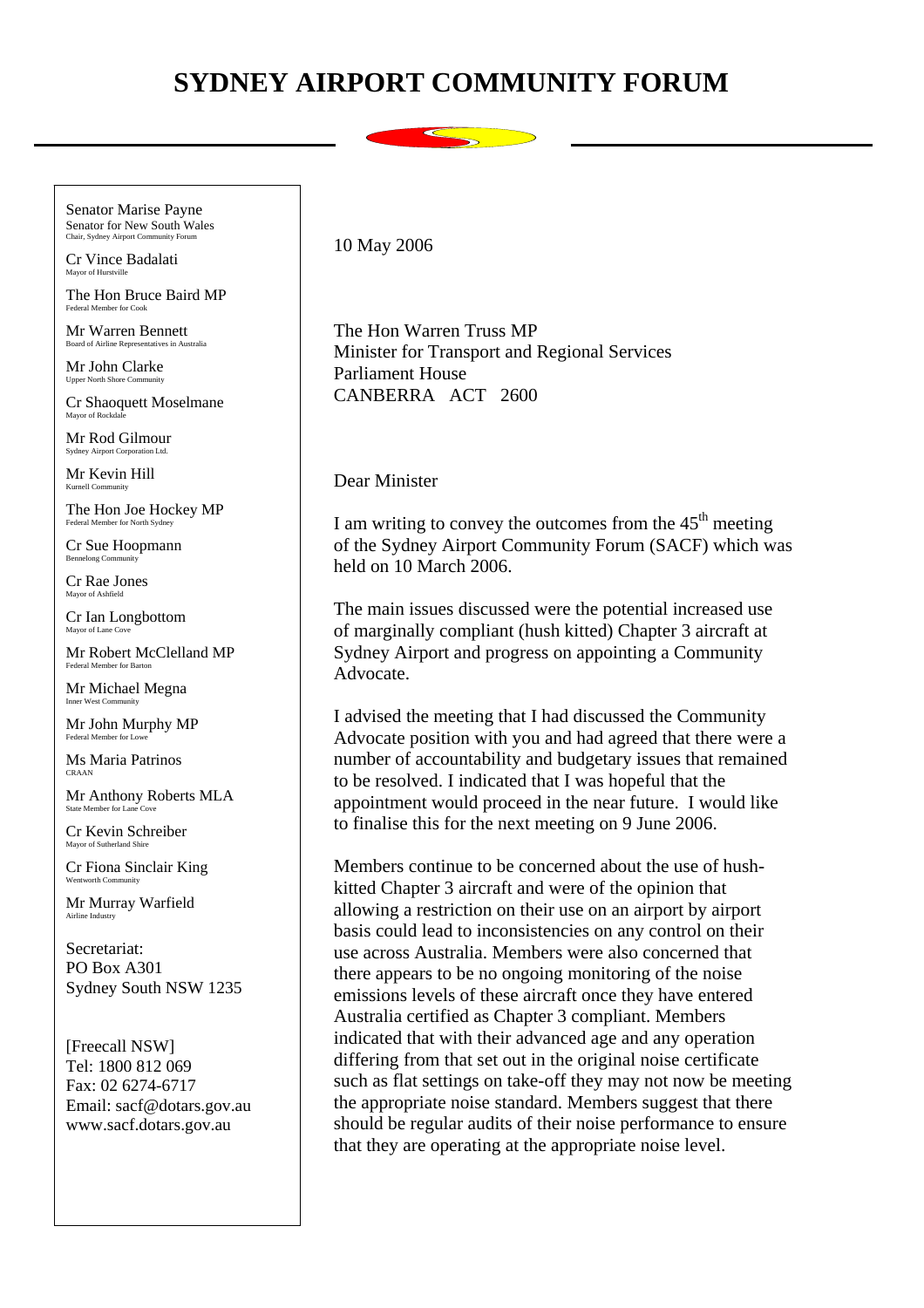# SYDNEY AIRPORT COMMUNITY FORUM

Senator Marise Payne
Senator for New South Wales
Chair, Sydney Airport Community Forum

Cr Vince Badalati
Mayor of Hurstville

The Hon Bruce Baird MP
Federal Member for Cook

Mr Warren Bennett
Board of Airline Representatives in Australia

Mr John Clarke
Upper North Shore Community

Cr Shaoquett Moselmane
Mayor of Rockdale

Mr Rod Gilmour
Sydney Airport Corporation Ltd.

Mr Kevin Hill
Kurnell Community

The Hon Joe Hockey MP
Federal Member for North Sydney

Cr Sue Hoopmann
Bennelong Community

Cr Rae Jones
Mayor of Ashfield

Cr Ian Longbottom
Mayor of Lane Cove

Mr Robert McClelland MP
Federal Member for Barton

Mr Michael Megna
Inner West Community

Mr John Murphy MP
Federal Member for Lowe

Ms Maria Patrinos
CRAAN

Mr Anthony Roberts MLA
State Member for Lane Cove

Cr Kevin Schreiber
Mayor of Sutherland Shire

Cr Fiona Sinclair King
Wentworth Community

Mr Murray Warfield
Airline Industry

Secretariat:
PO Box A301
Sydney South NSW 1235

[Freecall NSW]
Tel: 1800 812 069
Fax: 02 6274-6717
Email: sacf@dotars.gov.au
www.sacf.dotars.gov.au

10 May 2006

The Hon Warren Truss MP
Minister for Transport and Regional Services
Parliament House
CANBERRA ACT 2600

Dear Minister

I am writing to convey the outcomes from the 45th meeting of the Sydney Airport Community Forum (SACF) which was held on 10 March 2006.

The main issues discussed were the potential increased use of marginally compliant (hush kitted) Chapter 3 aircraft at Sydney Airport and progress on appointing a Community Advocate.

I advised the meeting that I had discussed the Community Advocate position with you and had agreed that there were a number of accountability and budgetary issues that remained to be resolved. I indicated that I was hopeful that the appointment would proceed in the near future. I would like to finalise this for the next meeting on 9 June 2006.

Members continue to be concerned about the use of hush-kitted Chapter 3 aircraft and were of the opinion that allowing a restriction on their use on an airport by airport basis could lead to inconsistencies on any control on their use across Australia. Members were also concerned that there appears to be no ongoing monitoring of the noise emissions levels of these aircraft once they have entered Australia certified as Chapter 3 compliant. Members indicated that with their advanced age and any operation differing from that set out in the original noise certificate such as flat settings on take-off they may not now be meeting the appropriate noise standard. Members suggest that there should be regular audits of their noise performance to ensure that they are operating at the appropriate noise level.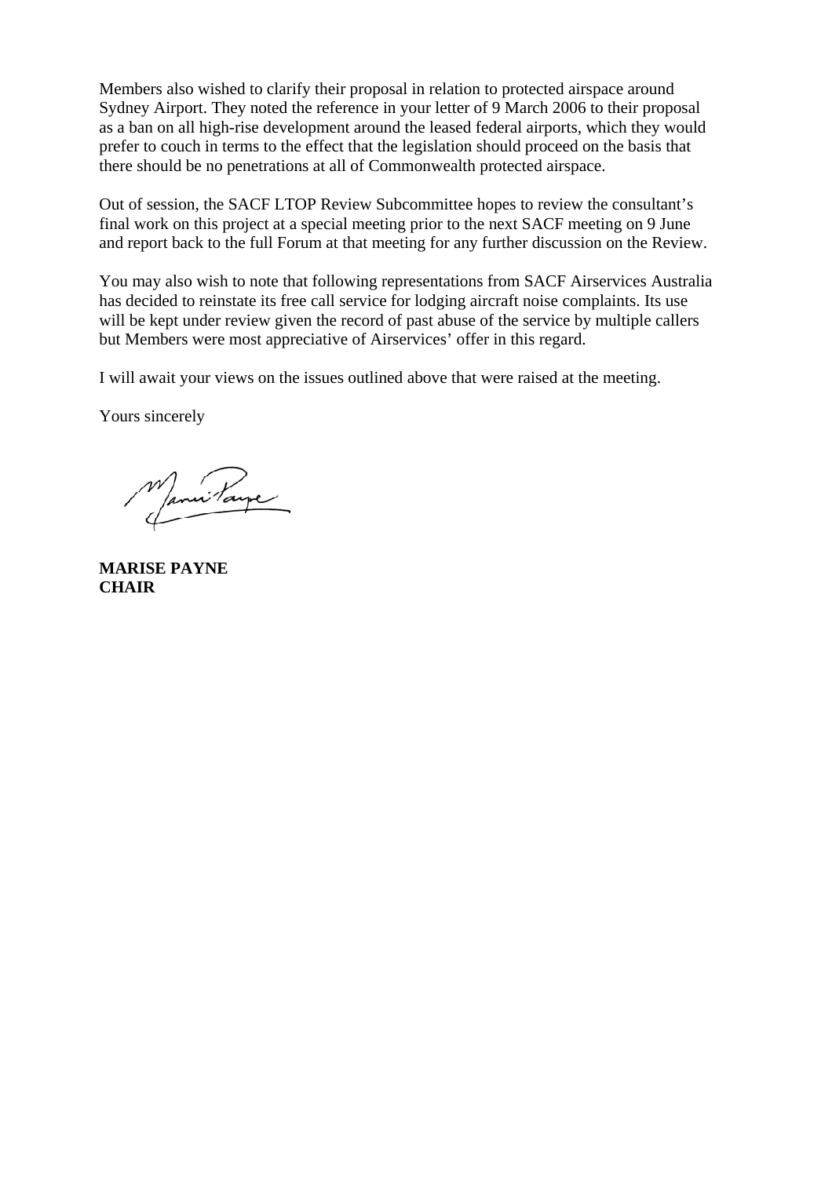Members also wished to clarify their proposal in relation to protected airspace around Sydney Airport. They noted the reference in your letter of 9 March 2006 to their proposal as a ban on all high-rise development around the leased federal airports, which they would prefer to couch in terms to the effect that the legislation should proceed on the basis that there should be no penetrations at all of Commonwealth protected airspace.

Out of session, the SACF LTOP Review Subcommittee hopes to review the consultant's final work on this project at a special meeting prior to the next SACF meeting on 9 June and report back to the full Forum at that meeting for any further discussion on the Review.

You may also wish to note that following representations from SACF Airservices Australia has decided to reinstate its free call service for lodging aircraft noise complaints. Its use will be kept under review given the record of past abuse of the service by multiple callers but Members were most appreciative of Airservices' offer in this regard.

I will await your views on the issues outlined above that were raised at the meeting.

Yours sincerely

**MARISE PAYNE**
**CHAIR**